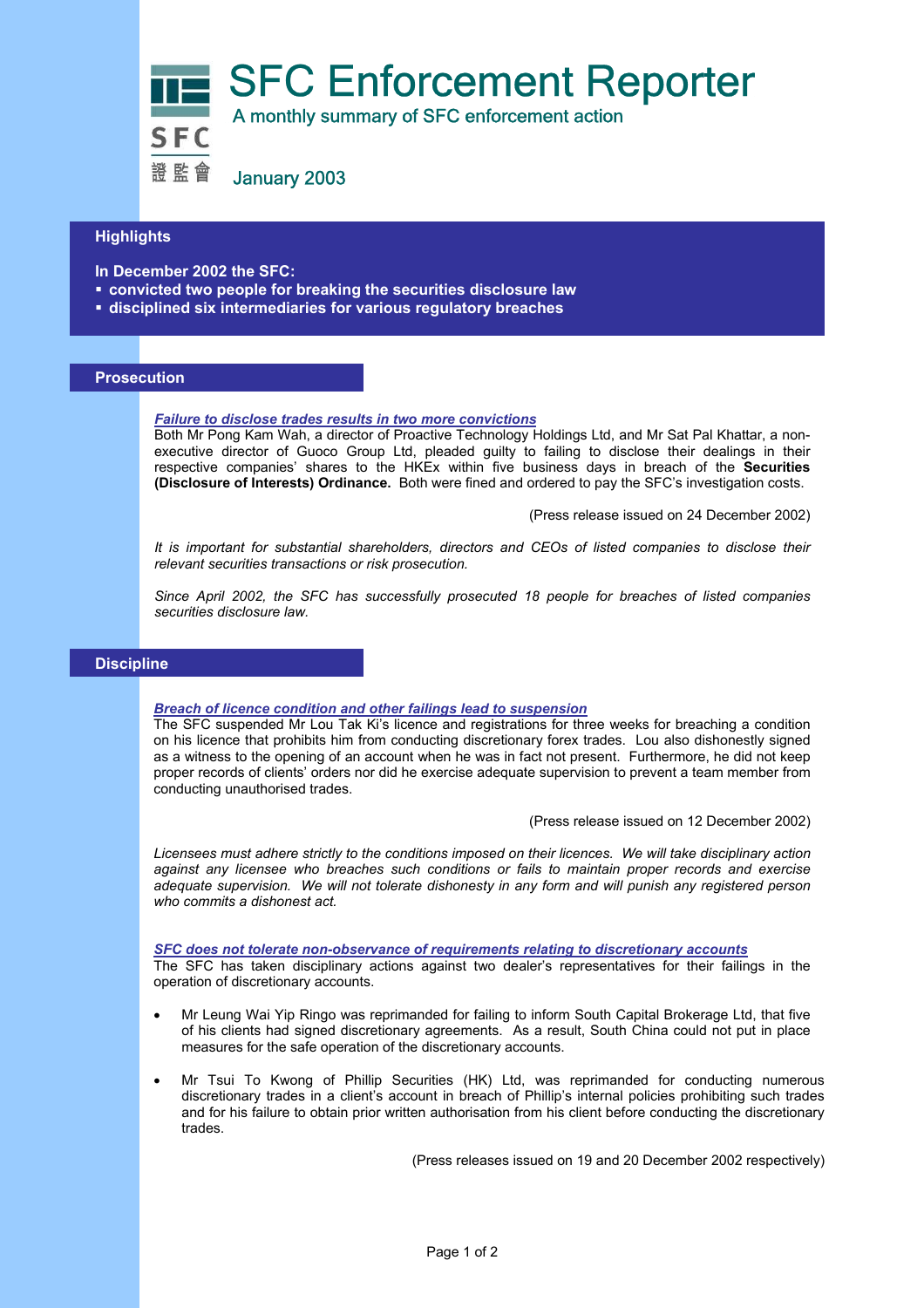# SFC Enforcement Reporter

A monthly summary of SFC enforcement action

SFC 證監會

January 2003

## Highlights

**In December 2002 the SFC:**

- **convicted two people for breaking the securities disclosure law**
- **disciplined six intermediaries for various regulatory breaches**

## Prosecution

### *Failure to disclose trades results in two more convictions*

Both Mr Pong Kam Wah, a director of Proactive Technology Holdings Ltd, and Mr Sat Pal Khattar, a non-executive director of Guoco Group Ltd, pleaded guilty to failing to disclose their dealings in their respective companies' shares to the HKEx within five business days in breach of the **Securities (Disclosure of Interests) Ordinance.** Both were fined and ordered to pay the SFC's investigation costs.

(Press release issued on 24 December 2002)

*It is important for substantial shareholders, directors and CEOs of listed companies to disclose their relevant securities transactions or risk prosecution.*

*Since April 2002, the SFC has successfully prosecuted 18 people for breaches of listed companies securities disclosure law.*

## Discipline

### *Breach of licence condition and other failings lead to suspension*

The SFC suspended Mr Lou Tak Ki's licence and registrations for three weeks for breaching a condition on his licence that prohibits him from conducting discretionary forex trades. Lou also dishonestly signed as a witness to the opening of an account when he was in fact not present. Furthermore, he did not keep proper records of clients' orders nor did he exercise adequate supervision to prevent a team member from conducting unauthorised trades.

(Press release issued on 12 December 2002)

*Licensees must adhere strictly to the conditions imposed on their licences. We will take disciplinary action against any licensee who breaches such conditions or fails to maintain proper records and exercise adequate supervision. We will not tolerate dishonesty in any form and will punish any registered person who commits a dishonest act.*

### *SFC does not tolerate non-observance of requirements relating to discretionary accounts*

The SFC has taken disciplinary actions against two dealer's representatives for their failings in the operation of discretionary accounts.

- Mr Leung Wai Yip Ringo was reprimanded for failing to inform South Capital Brokerage Ltd, that five of his clients had signed discretionary agreements. As a result, South China could not put in place measures for the safe operation of the discretionary accounts.
- Mr Tsui To Kwong of Phillip Securities (HK) Ltd, was reprimanded for conducting numerous discretionary trades in a client's account in breach of Phillip's internal policies prohibiting such trades and for his failure to obtain prior written authorisation from his client before conducting the discretionary trades.

(Press releases issued on 19 and 20 December 2002 respectively)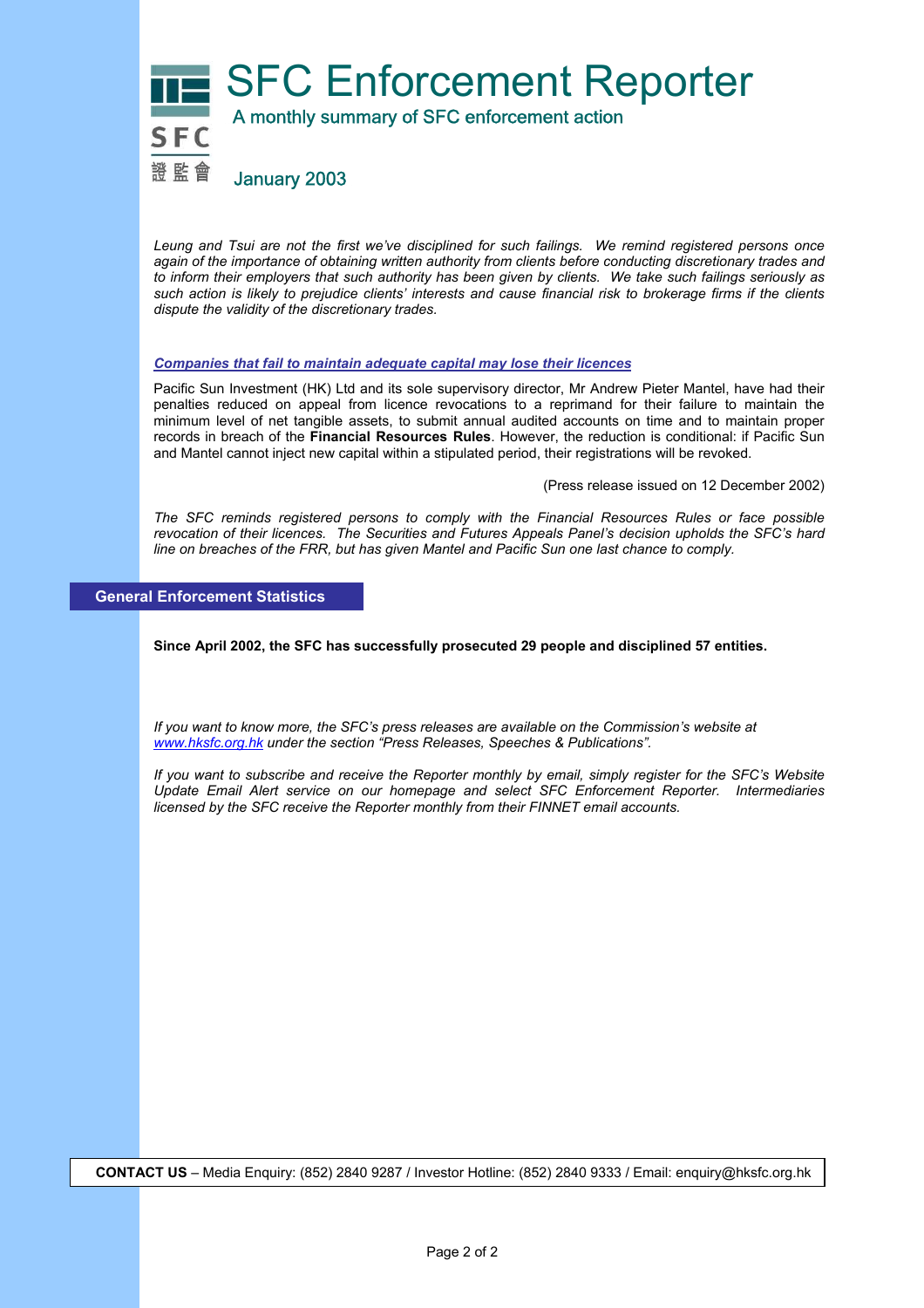# SFC Enforcement Reporter

A monthly summary of SFC enforcement action

January 2003

*Leung and Tsui are not the first we've disciplined for such failings. We remind registered persons once again of the importance of obtaining written authority from clients before conducting discretionary trades and to inform their employers that such authority has been given by clients. We take such failings seriously as such action is likely to prejudice clients' interests and cause financial risk to brokerage firms if the clients dispute the validity of the discretionary trades.*

***Companies that fail to maintain adequate capital may lose their licences***

Pacific Sun Investment (HK) Ltd and its sole supervisory director, Mr Andrew Pieter Mantel, have had their penalties reduced on appeal from licence revocations to a reprimand for their failure to maintain the minimum level of net tangible assets, to submit annual audited accounts on time and to maintain proper records in breach of the **Financial Resources Rules**. However, the reduction is conditional: if Pacific Sun and Mantel cannot inject new capital within a stipulated period, their registrations will be revoked.

(Press release issued on 12 December 2002)

*The SFC reminds registered persons to comply with the Financial Resources Rules or face possible revocation of their licences. The Securities and Futures Appeals Panel's decision upholds the SFC's hard line on breaches of the FRR, but has given Mantel and Pacific Sun one last chance to comply.*

## General Enforcement Statistics

**Since April 2002, the SFC has successfully prosecuted 29 people and disciplined 57 entities.**

*If you want to know more, the SFC's press releases are available on the Commission's website at www.hksfc.org.hk under the section "Press Releases, Speeches & Publications".*

*If you want to subscribe and receive the Reporter monthly by email, simply register for the SFC's Website Update Email Alert service on our homepage and select SFC Enforcement Reporter. Intermediaries licensed by the SFC receive the Reporter monthly from their FINNET email accounts.*

**CONTACT US** – Media Enquiry: (852) 2840 9287 / Investor Hotline: (852) 2840 9333 / Email: enquiry@hksfc.org.hk